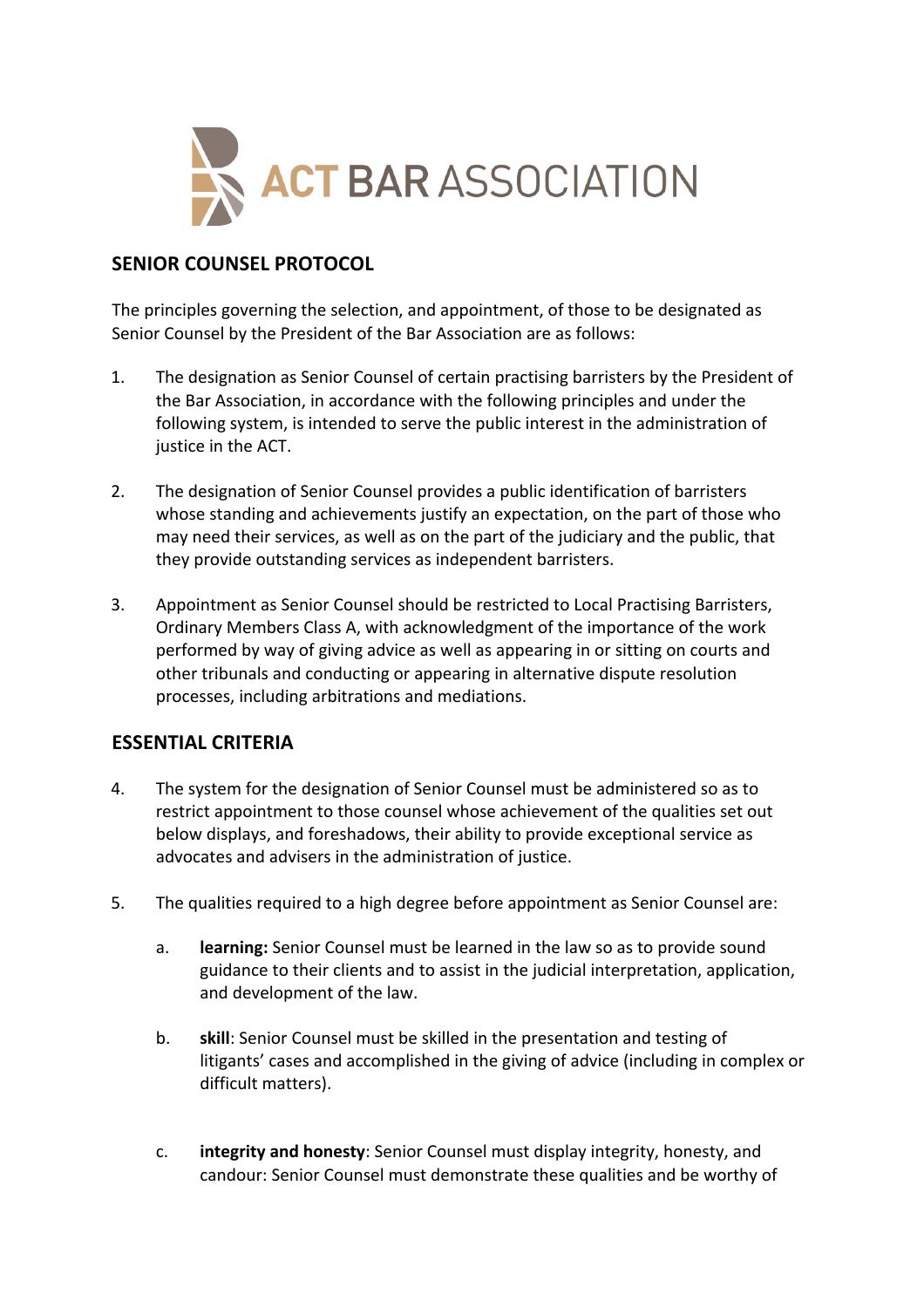ACT BAR ASSOCIATION

## SENIOR COUNSEL PROTOCOL

The principles governing the selection, and appointment, of those to be designated as Senior Counsel by the President of the Bar Association are as follows:

1. The designation as Senior Counsel of certain practising barristers by the President of the Bar Association, in accordance with the following principles and under the following system, is intended to serve the public interest in the administration of justice in the ACT.

2. The designation of Senior Counsel provides a public identification of barristers whose standing and achievements justify an expectation, on the part of those who may need their services, as well as on the part of the judiciary and the public, that they provide outstanding services as independent barristers.

3. Appointment as Senior Counsel should be restricted to Local Practising Barristers, Ordinary Members Class A, with acknowledgment of the importance of the work performed by way of giving advice as well as appearing in or sitting on courts and other tribunals and conducting or appearing in alternative dispute resolution processes, including arbitrations and mediations.

## ESSENTIAL CRITERIA

4. The system for the designation of Senior Counsel must be administered so as to restrict appointment to those counsel whose achievement of the qualities set out below displays, and foreshadows, their ability to provide exceptional service as advocates and advisers in the administration of justice.

5. The qualities required to a high degree before appointment as Senior Counsel are:

   a. **learning:** Senior Counsel must be learned in the law so as to provide sound guidance to their clients and to assist in the judicial interpretation, application, and development of the law.

   b. **skill**: Senior Counsel must be skilled in the presentation and testing of litigants' cases and accomplished in the giving of advice (including in complex or difficult matters).

   c. **integrity and honesty**: Senior Counsel must display integrity, honesty, and candour: Senior Counsel must demonstrate these qualities and be worthy of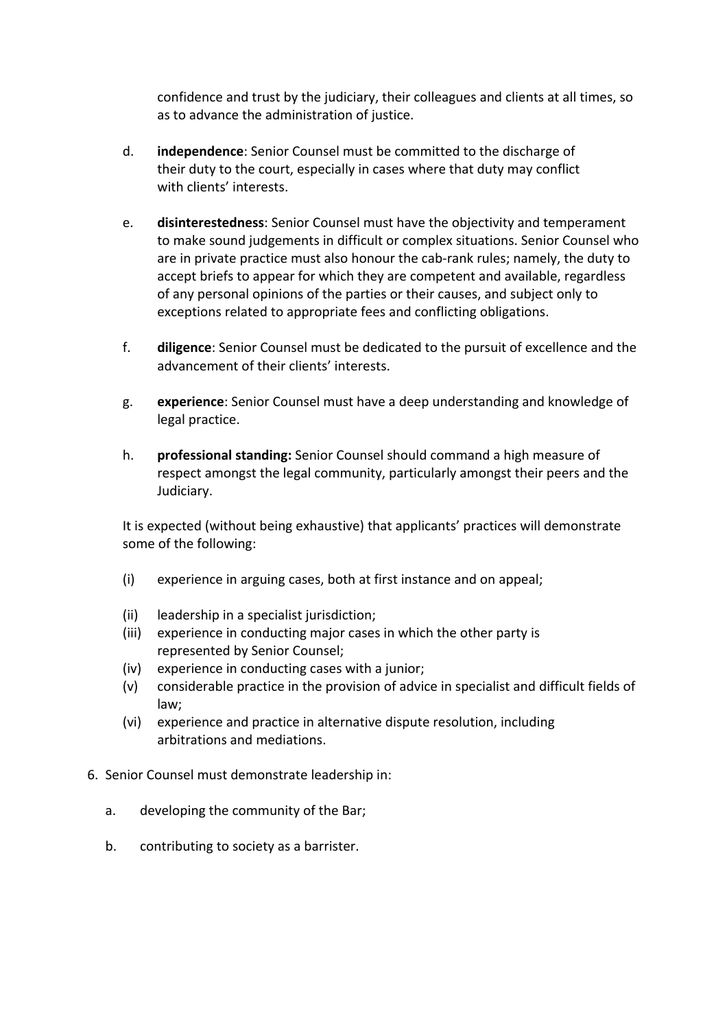confidence and trust by the judiciary, their colleagues and clients at all times, so as to advance the administration of justice.

d. **independence**: Senior Counsel must be committed to the discharge of their duty to the court, especially in cases where that duty may conflict with clients' interests.

e. **disinterestedness**: Senior Counsel must have the objectivity and temperament to make sound judgements in difficult or complex situations. Senior Counsel who are in private practice must also honour the cab-rank rules; namely, the duty to accept briefs to appear for which they are competent and available, regardless of any personal opinions of the parties or their causes, and subject only to exceptions related to appropriate fees and conflicting obligations.

f. **diligence**: Senior Counsel must be dedicated to the pursuit of excellence and the advancement of their clients' interests.

g. **experience**: Senior Counsel must have a deep understanding and knowledge of legal practice.

h. **professional standing:** Senior Counsel should command a high measure of respect amongst the legal community, particularly amongst their peers and the Judiciary.

It is expected (without being exhaustive) that applicants' practices will demonstrate some of the following:

(i) experience in arguing cases, both at first instance and on appeal;

(ii) leadership in a specialist jurisdiction;

(iii) experience in conducting major cases in which the other party is represented by Senior Counsel;

(iv) experience in conducting cases with a junior;

(v) considerable practice in the provision of advice in specialist and difficult fields of law;

(vi) experience and practice in alternative dispute resolution, including arbitrations and mediations.

6. Senior Counsel must demonstrate leadership in:

   a. developing the community of the Bar;

   b. contributing to society as a barrister.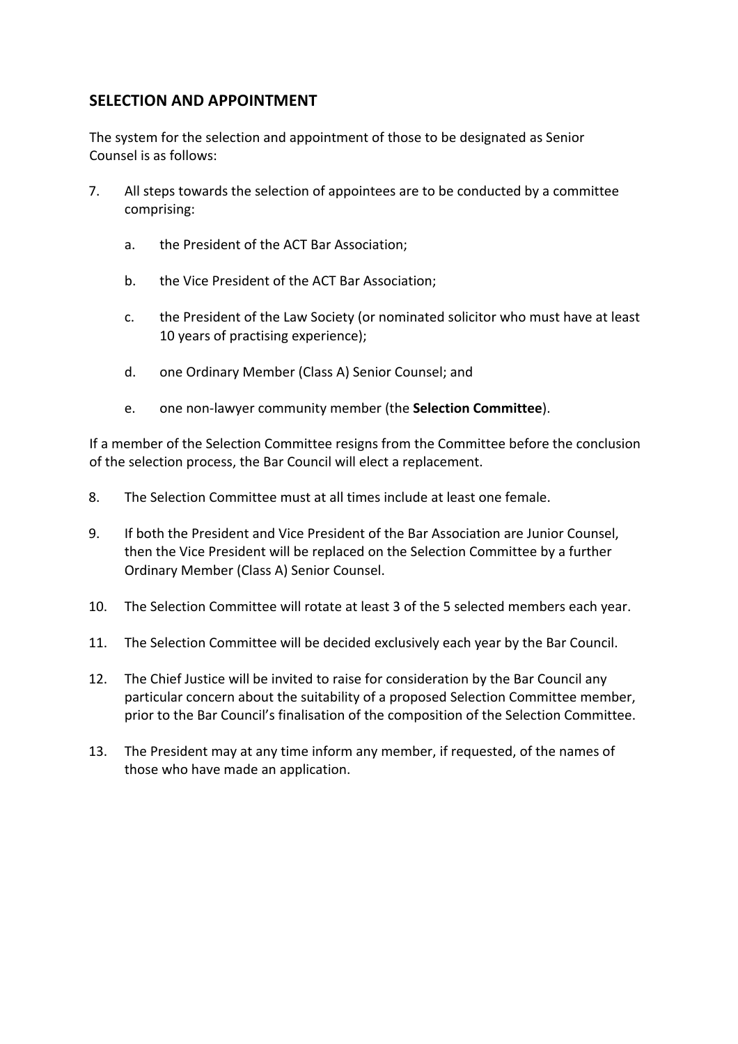## SELECTION AND APPOINTMENT

The system for the selection and appointment of those to be designated as Senior Counsel is as follows:

7. All steps towards the selection of appointees are to be conducted by a committee comprising:

   a. the President of the ACT Bar Association;

   b. the Vice President of the ACT Bar Association;

   c. the President of the Law Society (or nominated solicitor who must have at least 10 years of practising experience);

   d. one Ordinary Member (Class A) Senior Counsel; and

   e. one non-lawyer community member (the **Selection Committee**).

If a member of the Selection Committee resigns from the Committee before the conclusion of the selection process, the Bar Council will elect a replacement.

8. The Selection Committee must at all times include at least one female.

9. If both the President and Vice President of the Bar Association are Junior Counsel, then the Vice President will be replaced on the Selection Committee by a further Ordinary Member (Class A) Senior Counsel.

10. The Selection Committee will rotate at least 3 of the 5 selected members each year.

11. The Selection Committee will be decided exclusively each year by the Bar Council.

12. The Chief Justice will be invited to raise for consideration by the Bar Council any particular concern about the suitability of a proposed Selection Committee member, prior to the Bar Council's finalisation of the composition of the Selection Committee.

13. The President may at any time inform any member, if requested, of the names of those who have made an application.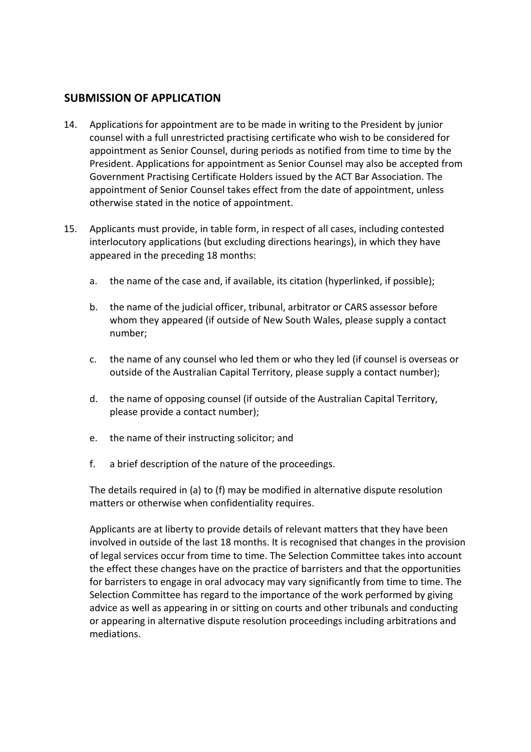## SUBMISSION OF APPLICATION

14. Applications for appointment are to be made in writing to the President by junior counsel with a full unrestricted practising certificate who wish to be considered for appointment as Senior Counsel, during periods as notified from time to time by the President. Applications for appointment as Senior Counsel may also be accepted from Government Practising Certificate Holders issued by the ACT Bar Association. The appointment of Senior Counsel takes effect from the date of appointment, unless otherwise stated in the notice of appointment.

15. Applicants must provide, in table form, in respect of all cases, including contested interlocutory applications (but excluding directions hearings), in which they have appeared in the preceding 18 months:

    a. the name of the case and, if available, its citation (hyperlinked, if possible);

    b. the name of the judicial officer, tribunal, arbitrator or CARS assessor before whom they appeared (if outside of New South Wales, please supply a contact number;

    c. the name of any counsel who led them or who they led (if counsel is overseas or outside of the Australian Capital Territory, please supply a contact number);

    d. the name of opposing counsel (if outside of the Australian Capital Territory, please provide a contact number);

    e. the name of their instructing solicitor; and

    f. a brief description of the nature of the proceedings.

    The details required in (a) to (f) may be modified in alternative dispute resolution matters or otherwise when confidentiality requires.

    Applicants are at liberty to provide details of relevant matters that they have been involved in outside of the last 18 months. It is recognised that changes in the provision of legal services occur from time to time. The Selection Committee takes into account the effect these changes have on the practice of barristers and that the opportunities for barristers to engage in oral advocacy may vary significantly from time to time. The Selection Committee has regard to the importance of the work performed by giving advice as well as appearing in or sitting on courts and other tribunals and conducting or appearing in alternative dispute resolution proceedings including arbitrations and mediations.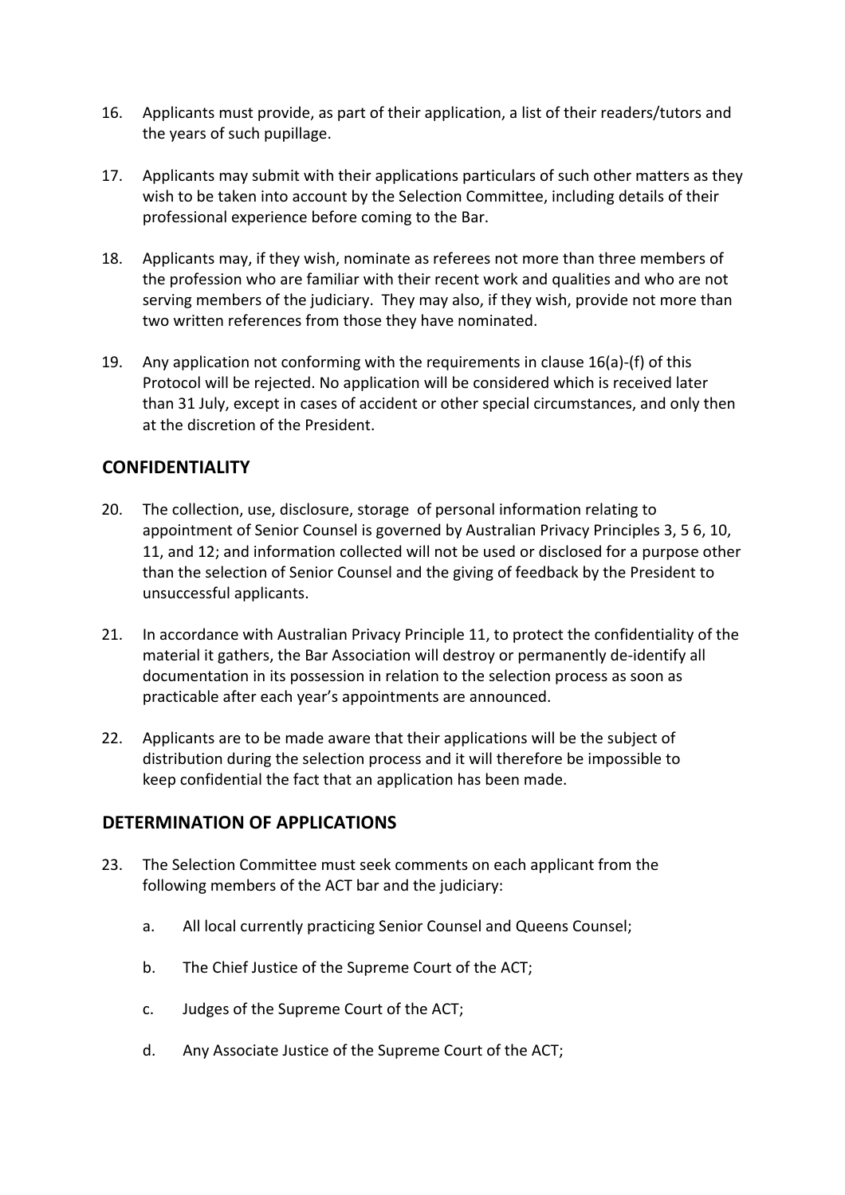16. Applicants must provide, as part of their application, a list of their readers/tutors and the years of such pupillage.

17. Applicants may submit with their applications particulars of such other matters as they wish to be taken into account by the Selection Committee, including details of their professional experience before coming to the Bar.

18. Applicants may, if they wish, nominate as referees not more than three members of the profession who are familiar with their recent work and qualities and who are not serving members of the judiciary. They may also, if they wish, provide not more than two written references from those they have nominated.

19. Any application not conforming with the requirements in clause 16(a)-(f) of this Protocol will be rejected. No application will be considered which is received later than 31 July, except in cases of accident or other special circumstances, and only then at the discretion of the President.

## CONFIDENTIALITY

20. The collection, use, disclosure, storage of personal information relating to appointment of Senior Counsel is governed by Australian Privacy Principles 3, 5 6, 10, 11, and 12; and information collected will not be used or disclosed for a purpose other than the selection of Senior Counsel and the giving of feedback by the President to unsuccessful applicants.

21. In accordance with Australian Privacy Principle 11, to protect the confidentiality of the material it gathers, the Bar Association will destroy or permanently de-identify all documentation in its possession in relation to the selection process as soon as practicable after each year's appointments are announced.

22. Applicants are to be made aware that their applications will be the subject of distribution during the selection process and it will therefore be impossible to keep confidential the fact that an application has been made.

## DETERMINATION OF APPLICATIONS

23. The Selection Committee must seek comments on each applicant from the following members of the ACT bar and the judiciary:

    a. All local currently practicing Senior Counsel and Queens Counsel;

    b. The Chief Justice of the Supreme Court of the ACT;

    c. Judges of the Supreme Court of the ACT;

    d. Any Associate Justice of the Supreme Court of the ACT;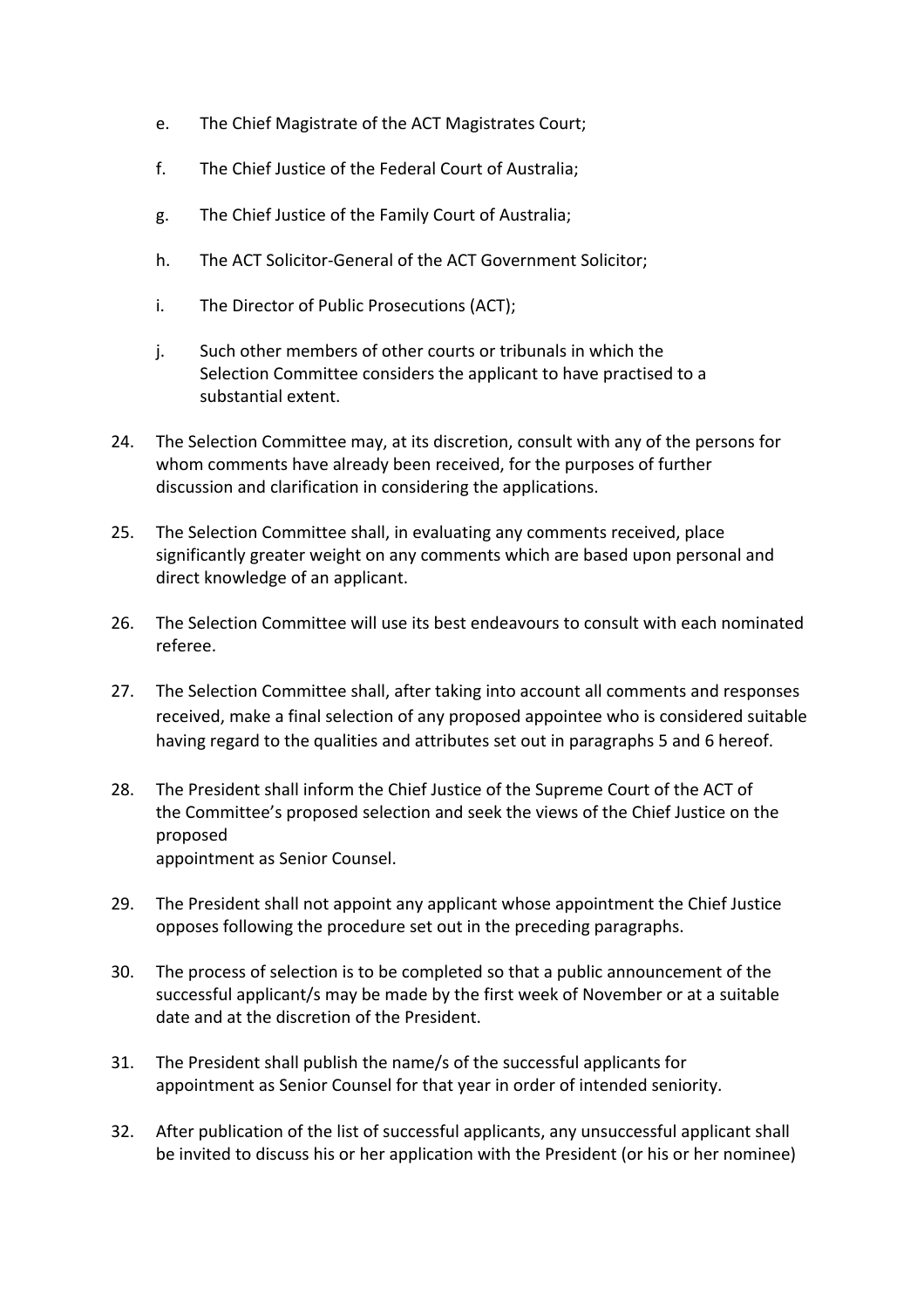e. The Chief Magistrate of the ACT Magistrates Court;

f. The Chief Justice of the Federal Court of Australia;

g. The Chief Justice of the Family Court of Australia;

h. The ACT Solicitor-General of the ACT Government Solicitor;

i. The Director of Public Prosecutions (ACT);

j. Such other members of other courts or tribunals in which the Selection Committee considers the applicant to have practised to a substantial extent.

24. The Selection Committee may, at its discretion, consult with any of the persons for whom comments have already been received, for the purposes of further discussion and clarification in considering the applications.

25. The Selection Committee shall, in evaluating any comments received, place significantly greater weight on any comments which are based upon personal and direct knowledge of an applicant.

26. The Selection Committee will use its best endeavours to consult with each nominated referee.

27. The Selection Committee shall, after taking into account all comments and responses received, make a final selection of any proposed appointee who is considered suitable having regard to the qualities and attributes set out in paragraphs 5 and 6 hereof.

28. The President shall inform the Chief Justice of the Supreme Court of the ACT of the Committee's proposed selection and seek the views of the Chief Justice on the proposed appointment as Senior Counsel.

29. The President shall not appoint any applicant whose appointment the Chief Justice opposes following the procedure set out in the preceding paragraphs.

30. The process of selection is to be completed so that a public announcement of the successful applicant/s may be made by the first week of November or at a suitable date and at the discretion of the President.

31. The President shall publish the name/s of the successful applicants for appointment as Senior Counsel for that year in order of intended seniority.

32. After publication of the list of successful applicants, any unsuccessful applicant shall be invited to discuss his or her application with the President (or his or her nominee)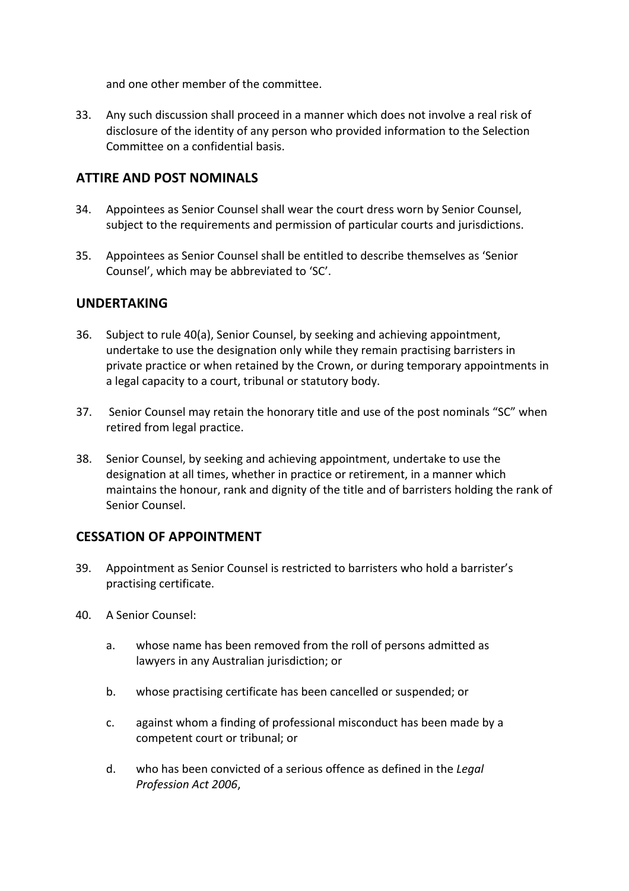and one other member of the committee.

33. Any such discussion shall proceed in a manner which does not involve a real risk of disclosure of the identity of any person who provided information to the Selection Committee on a confidential basis.

## ATTIRE AND POST NOMINALS

34. Appointees as Senior Counsel shall wear the court dress worn by Senior Counsel, subject to the requirements and permission of particular courts and jurisdictions.

35. Appointees as Senior Counsel shall be entitled to describe themselves as 'Senior Counsel', which may be abbreviated to 'SC'.

## UNDERTAKING

36. Subject to rule 40(a), Senior Counsel, by seeking and achieving appointment, undertake to use the designation only while they remain practising barristers in private practice or when retained by the Crown, or during temporary appointments in a legal capacity to a court, tribunal or statutory body.

37. Senior Counsel may retain the honorary title and use of the post nominals "SC" when retired from legal practice.

38. Senior Counsel, by seeking and achieving appointment, undertake to use the designation at all times, whether in practice or retirement, in a manner which maintains the honour, rank and dignity of the title and of barristers holding the rank of Senior Counsel.

## CESSATION OF APPOINTMENT

39. Appointment as Senior Counsel is restricted to barristers who hold a barrister's practising certificate.

40. A Senior Counsel:

    a. whose name has been removed from the roll of persons admitted as lawyers in any Australian jurisdiction; or

    b. whose practising certificate has been cancelled or suspended; or

    c. against whom a finding of professional misconduct has been made by a competent court or tribunal; or

    d. who has been convicted of a serious offence as defined in the *Legal Profession Act 2006*,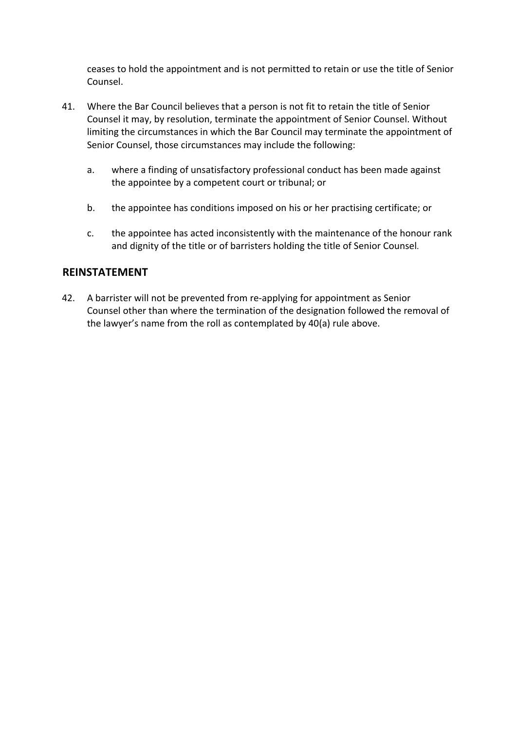ceases to hold the appointment and is not permitted to retain or use the title of Senior Counsel.

41. Where the Bar Council believes that a person is not fit to retain the title of Senior Counsel it may, by resolution, terminate the appointment of Senior Counsel. Without limiting the circumstances in which the Bar Council may terminate the appointment of Senior Counsel, those circumstances may include the following:

    a. where a finding of unsatisfactory professional conduct has been made against the appointee by a competent court or tribunal; or

    b. the appointee has conditions imposed on his or her practising certificate; or

    c. the appointee has acted inconsistently with the maintenance of the honour rank and dignity of the title or of barristers holding the title of Senior Counsel.

## REINSTATEMENT

42. A barrister will not be prevented from re-applying for appointment as Senior Counsel other than where the termination of the designation followed the removal of the lawyer's name from the roll as contemplated by 40(a) rule above.